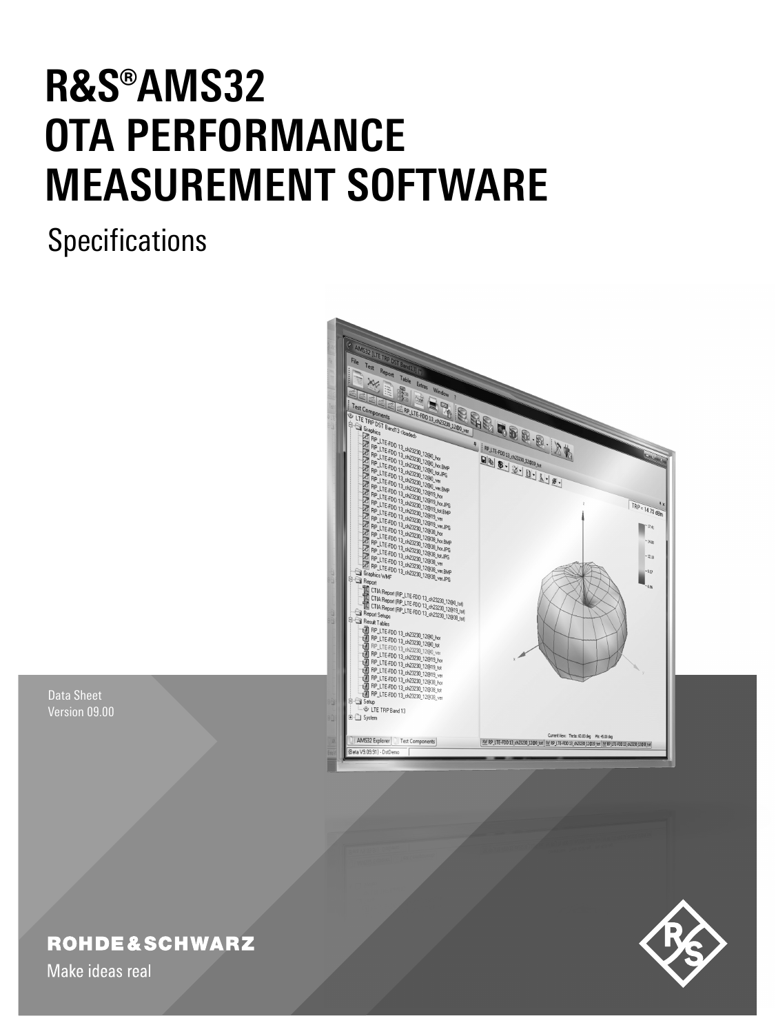# R&S®AMS32 OTA PERFORMANCE MEASUREMENT SOFTWARE

Specifications

Data Sheet
Version 09.00

ROHDE&SCHWARZ

Make ideas real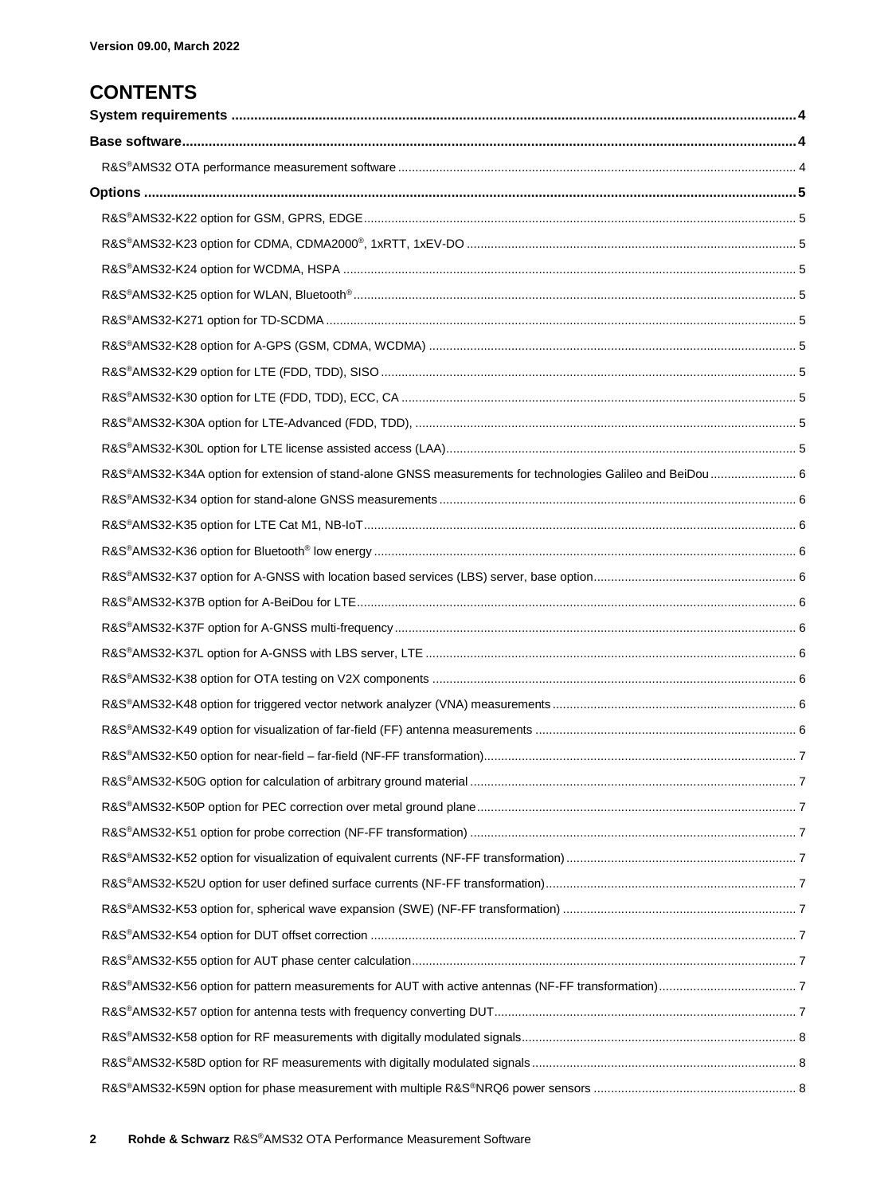Version 09.00, March 2022

# CONTENTS

**System requirements** ..... 4

**Base software** ..... 4

- R&S®AMS32 OTA performance measurement software ..... 4

**Options** ..... 5

- R&S®AMS32-K22 option for GSM, GPRS, EDGE ..... 5
- R&S®AMS32-K23 option for CDMA, CDMA2000®, 1xRTT, 1xEV-DO ..... 5
- R&S®AMS32-K24 option for WCDMA, HSPA ..... 5
- R&S®AMS32-K25 option for WLAN, Bluetooth® ..... 5
- R&S®AMS32-K271 option for TD-SCDMA ..... 5
- R&S®AMS32-K28 option for A-GPS (GSM, CDMA, WCDMA) ..... 5
- R&S®AMS32-K29 option for LTE (FDD, TDD), SISO ..... 5
- R&S®AMS32-K30 option for LTE (FDD, TDD), ECC, CA ..... 5
- R&S®AMS32-K30A option for LTE-Advanced (FDD, TDD), ..... 5
- R&S®AMS32-K30L option for LTE license assisted access (LAA) ..... 5
- R&S®AMS32-K34A option for extension of stand-alone GNSS measurements for technologies Galileo and BeiDou ..... 6
- R&S®AMS32-K34 option for stand-alone GNSS measurements ..... 6
- R&S®AMS32-K35 option for LTE Cat M1, NB-IoT ..... 6
- R&S®AMS32-K36 option for Bluetooth® low energy ..... 6
- R&S®AMS32-K37 option for A-GNSS with location based services (LBS) server, base option ..... 6
- R&S®AMS32-K37B option for A-BeiDou for LTE ..... 6
- R&S®AMS32-K37F option for A-GNSS multi-frequency ..... 6
- R&S®AMS32-K37L option for A-GNSS with LBS server, LTE ..... 6
- R&S®AMS32-K38 option for OTA testing on V2X components ..... 6
- R&S®AMS32-K48 option for triggered vector network analyzer (VNA) measurements ..... 6
- R&S®AMS32-K49 option for visualization of far-field (FF) antenna measurements ..... 6
- R&S®AMS32-K50 option for near-field – far-field (NF-FF transformation) ..... 7
- R&S®AMS32-K50G option for calculation of arbitrary ground material ..... 7
- R&S®AMS32-K50P option for PEC correction over metal ground plane ..... 7
- R&S®AMS32-K51 option for probe correction (NF-FF transformation) ..... 7
- R&S®AMS32-K52 option for visualization of equivalent currents (NF-FF transformation) ..... 7
- R&S®AMS32-K52U option for user defined surface currents (NF-FF transformation) ..... 7
- R&S®AMS32-K53 option for, spherical wave expansion (SWE) (NF-FF transformation) ..... 7
- R&S®AMS32-K54 option for DUT offset correction ..... 7
- R&S®AMS32-K55 option for AUT phase center calculation ..... 7
- R&S®AMS32-K56 option for pattern measurements for AUT with active antennas (NF-FF transformation) ..... 7
- R&S®AMS32-K57 option for antenna tests with frequency converting DUT ..... 7
- R&S®AMS32-K58 option for RF measurements with digitally modulated signals ..... 8
- R&S®AMS32-K58D option for RF measurements with digitally modulated signals ..... 8
- R&S®AMS32-K59N option for phase measurement with multiple R&S®NRQ6 power sensors ..... 8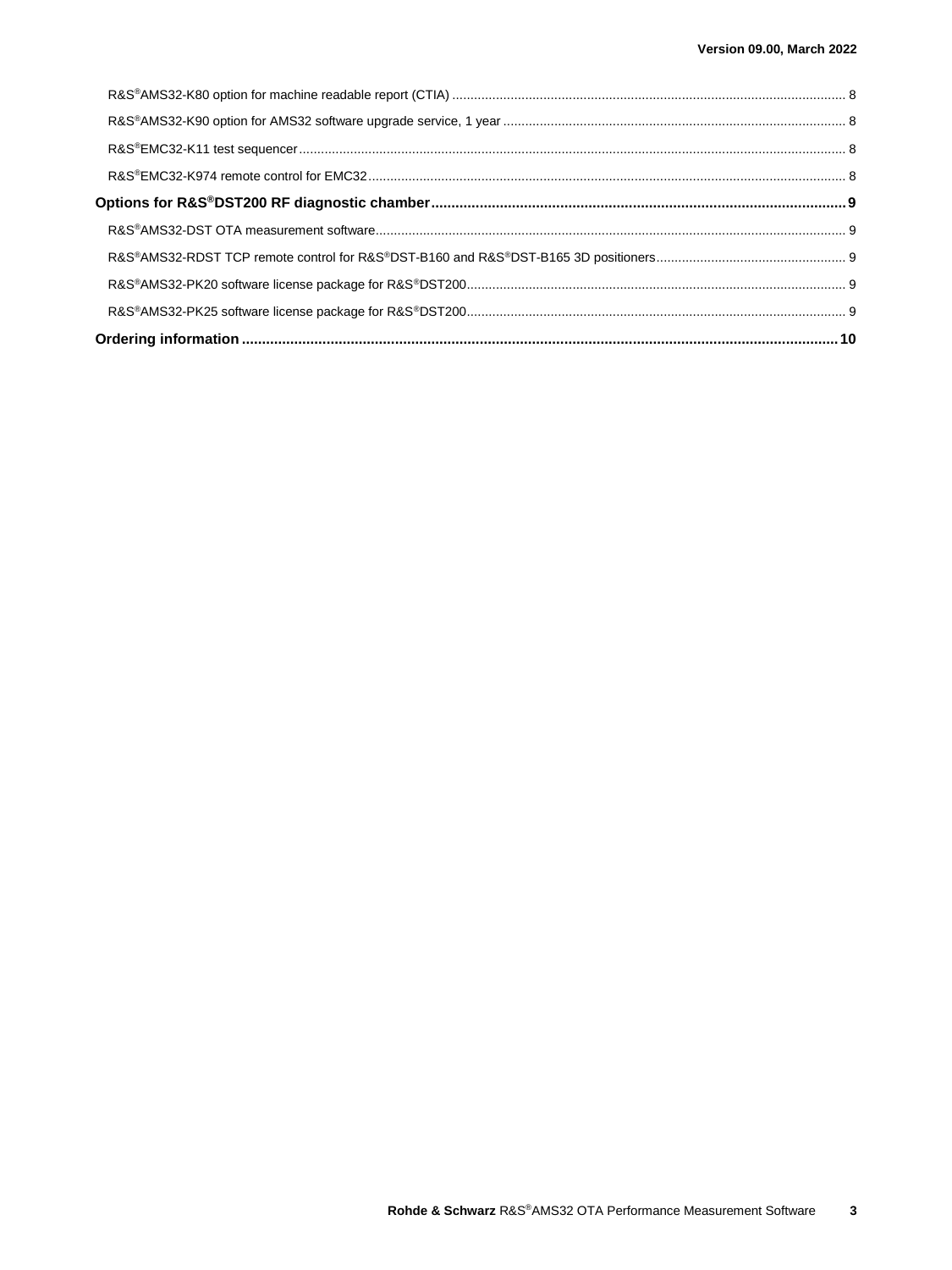R&S®AMS32-K80 option for machine readable report (CTIA) .......... 8

R&S®AMS32-K90 option for AMS32 software upgrade service, 1 year .......... 8

R&S®EMC32-K11 test sequencer .......... 8

R&S®EMC32-K974 remote control for EMC32 .......... 8

**Options for R&S®DST200 RF diagnostic chamber .......... 9**

R&S®AMS32-DST OTA measurement software .......... 9

R&S®AMS32-RDST TCP remote control for R&S®DST-B160 and R&S®DST-B165 3D positioners .......... 9

R&S®AMS32-PK20 software license package for R&S®DST200 .......... 9

R&S®AMS32-PK25 software license package for R&S®DST200 .......... 9

**Ordering information .......... 10**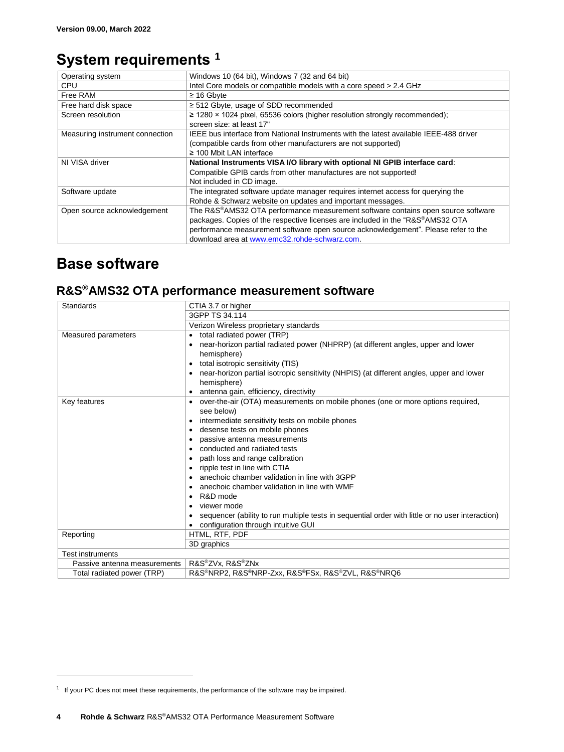Version 09.00, March 2022

# System requirements [1]

| | |
|---|---|
| Operating system | Windows 10 (64 bit), Windows 7 (32 and 64 bit) |
| CPU | Intel Core models or compatible models with a core speed > 2.4 GHz |
| Free RAM | ≥ 16 Gbyte |
| Free hard disk space | ≥ 512 Gbyte, usage of SDD recommended |
| Screen resolution | ≥ 1280 × 1024 pixel, 65536 colors (higher resolution strongly recommended); screen size: at least 17" |
| Measuring instrument connection | IEEE bus interface from National Instruments with the latest available IEEE-488 driver (compatible cards from other manufacturers are not supported)<br>≥ 100 Mbit LAN interface |
| NI VISA driver | **National Instruments VISA I/O library with optional NI GPIB interface card**:<br>Compatible GPIB cards from other manufactures are not supported!<br>Not included in CD image. |
| Software update | The integrated software update manager requires internet access for querying the Rohde & Schwarz website on updates and important messages. |
| Open source acknowledgement | The R&S®AMS32 OTA performance measurement software contains open source software packages. Copies of the respective licenses are included in the "R&S®AMS32 OTA performance measurement software open source acknowledgement". Please refer to the download area at www.emc32.rohde-schwarz.com. |

# Base software

## R&S®AMS32 OTA performance measurement software

| | |
|---|---|
| Standards | CTIA 3.7 or higher |
| | 3GPP TS 34.114 |
| | Verizon Wireless proprietary standards |
| Measured parameters | • total radiated power (TRP)<br>• near-horizon partial radiated power (NHPRP) (at different angles, upper and lower hemisphere)<br>• total isotropic sensitivity (TIS)<br>• near-horizon partial isotropic sensitivity (NHPIS) (at different angles, upper and lower hemisphere)<br>• antenna gain, efficiency, directivity |
| Key features | • over-the-air (OTA) measurements on mobile phones (one or more options required, see below)<br>• intermediate sensitivity tests on mobile phones<br>• desense tests on mobile phones<br>• passive antenna measurements<br>• conducted and radiated tests<br>• path loss and range calibration<br>• ripple test in line with CTIA<br>• anechoic chamber validation in line with 3GPP<br>• anechoic chamber validation in line with WMF<br>• R&D mode<br>• viewer mode<br>• sequencer (ability to run multiple tests in sequential order with little or no user interaction)<br>• configuration through intuitive GUI |
| Reporting | HTML, RTF, PDF |
| | 3D graphics |
| Test instruments | |
| Passive antenna measurements | R&S®ZVx, R&S®ZNx |
| Total radiated power (TRP) | R&S®NRP2, R&S®NRP-Zxx, R&S®FSx, R&S®ZVL, R&S®NRQ6 |

[1] If your PC does not meet these requirements, the performance of the software may be impaired.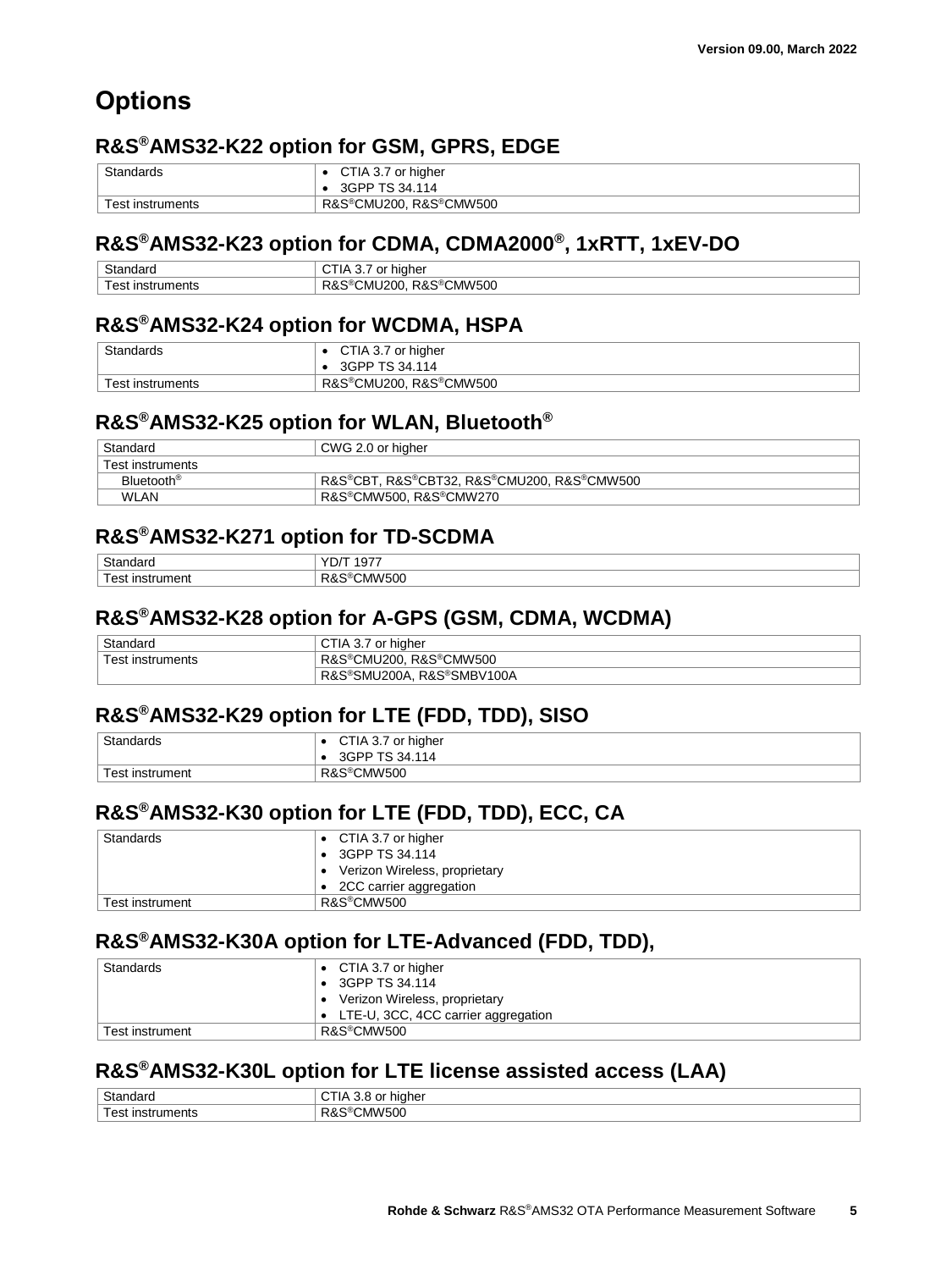# Options

## R&S®AMS32-K22 option for GSM, GPRS, EDGE

| Standards | • CTIA 3.7 or higher<br>• 3GPP TS 34.114 |
|---|---|
| Test instruments | R&S®CMU200, R&S®CMW500 |

## R&S®AMS32-K23 option for CDMA, CDMA2000®, 1xRTT, 1xEV-DO

| Standard | CTIA 3.7 or higher |
|---|---|
| Test instruments | R&S®CMU200, R&S®CMW500 |

## R&S®AMS32-K24 option for WCDMA, HSPA

| Standards | • CTIA 3.7 or higher<br>• 3GPP TS 34.114 |
|---|---|
| Test instruments | R&S®CMU200, R&S®CMW500 |

## R&S®AMS32-K25 option for WLAN, Bluetooth®

| Standard | CWG 2.0 or higher |
|---|---|
| Test instruments | |
| Bluetooth® | R&S®CBT, R&S®CBT32, R&S®CMU200, R&S®CMW500 |
| WLAN | R&S®CMW500, R&S®CMW270 |

## R&S®AMS32-K271 option for TD-SCDMA

| Standard | YD/T 1977 |
|---|---|
| Test instrument | R&S®CMW500 |

## R&S®AMS32-K28 option for A-GPS (GSM, CDMA, WCDMA)

| Standard | CTIA 3.7 or higher |
|---|---|
| Test instruments | R&S®CMU200, R&S®CMW500 |
| | R&S®SMU200A, R&S®SMBV100A |

## R&S®AMS32-K29 option for LTE (FDD, TDD), SISO

| Standards | • CTIA 3.7 or higher<br>• 3GPP TS 34.114 |
|---|---|
| Test instrument | R&S®CMW500 |

## R&S®AMS32-K30 option for LTE (FDD, TDD), ECC, CA

| Standards | • CTIA 3.7 or higher<br>• 3GPP TS 34.114<br>• Verizon Wireless, proprietary<br>• 2CC carrier aggregation |
|---|---|
| Test instrument | R&S®CMW500 |

## R&S®AMS32-K30A option for LTE-Advanced (FDD, TDD),

| Standards | • CTIA 3.7 or higher<br>• 3GPP TS 34.114<br>• Verizon Wireless, proprietary<br>• LTE-U, 3CC, 4CC carrier aggregation |
|---|---|
| Test instrument | R&S®CMW500 |

## R&S®AMS32-K30L option for LTE license assisted access (LAA)

| Standard | CTIA 3.8 or higher |
|---|---|
| Test instruments | R&S®CMW500 |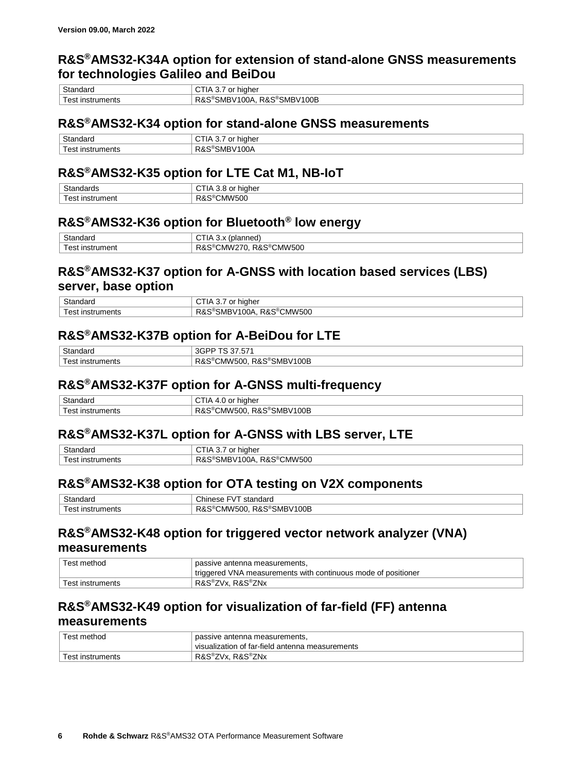Version 09.00, March 2022

## R&S®AMS32-K34A option for extension of stand-alone GNSS measurements for technologies Galileo and BeiDou

| Standard | CTIA 3.7 or higher |
|---|---|
| Test instruments | R&S®SMBV100A, R&S®SMBV100B |

## R&S®AMS32-K34 option for stand-alone GNSS measurements

| Standard | CTIA 3.7 or higher |
|---|---|
| Test instruments | R&S®SMBV100A |

## R&S®AMS32-K35 option for LTE Cat M1, NB-IoT

| Standards | CTIA 3.8 or higher |
|---|---|
| Test instrument | R&S®CMW500 |

## R&S®AMS32-K36 option for Bluetooth® low energy

| Standard | CTIA 3.x (planned) |
|---|---|
| Test instrument | R&S®CMW270, R&S®CMW500 |

## R&S®AMS32-K37 option for A-GNSS with location based services (LBS) server, base option

| Standard | CTIA 3.7 or higher |
|---|---|
| Test instruments | R&S®SMBV100A, R&S®CMW500 |

## R&S®AMS32-K37B option for A-BeiDou for LTE

| Standard | 3GPP TS 37.571 |
|---|---|
| Test instruments | R&S®CMW500, R&S®SMBV100B |

## R&S®AMS32-K37F option for A-GNSS multi-frequency

| Standard | CTIA 4.0 or higher |
|---|---|
| Test instruments | R&S®CMW500, R&S®SMBV100B |

## R&S®AMS32-K37L option for A-GNSS with LBS server, LTE

| Standard | CTIA 3.7 or higher |
|---|---|
| Test instruments | R&S®SMBV100A, R&S®CMW500 |

## R&S®AMS32-K38 option for OTA testing on V2X components

| Standard | Chinese FVT standard |
|---|---|
| Test instruments | R&S®CMW500, R&S®SMBV100B |

## R&S®AMS32-K48 option for triggered vector network analyzer (VNA) measurements

| Test method | passive antenna measurements, triggered VNA measurements with continuous mode of positioner |
|---|---|
| Test instruments | R&S®ZVx, R&S®ZNx |

## R&S®AMS32-K49 option for visualization of far-field (FF) antenna measurements

| Test method | passive antenna measurements, visualization of far-field antenna measurements |
|---|---|
| Test instruments | R&S®ZVx, R&S®ZNx |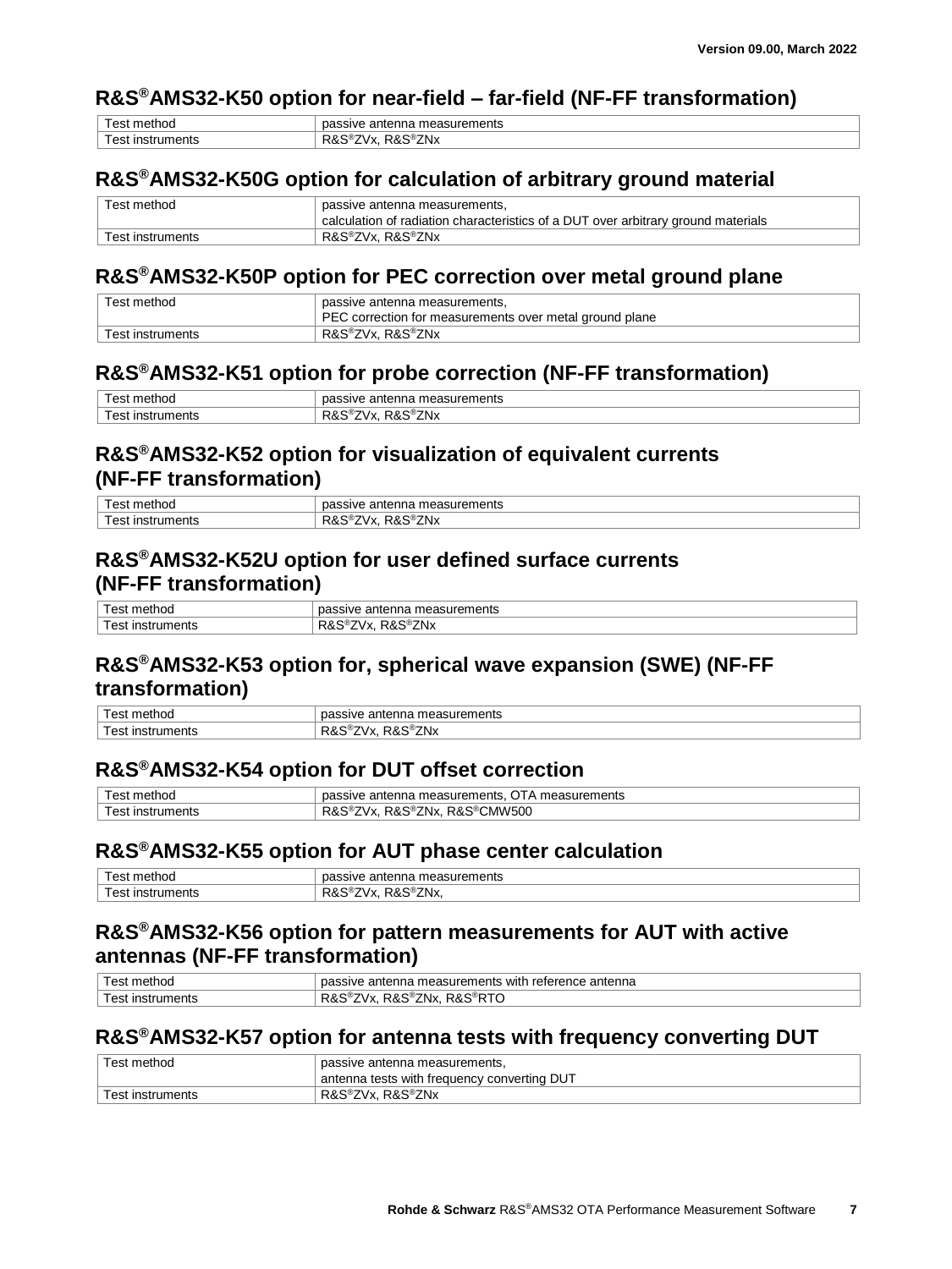## R&S®AMS32-K50 option for near-field – far-field (NF-FF transformation)

| Test method | passive antenna measurements |
|---|---|
| Test instruments | R&S®ZVx, R&S®ZNx |

## R&S®AMS32-K50G option for calculation of arbitrary ground material

| Test method | passive antenna measurements,<br>calculation of radiation characteristics of a DUT over arbitrary ground materials |
|---|---|
| Test instruments | R&S®ZVx, R&S®ZNx |

## R&S®AMS32-K50P option for PEC correction over metal ground plane

| Test method | passive antenna measurements,<br>PEC correction for measurements over metal ground plane |
|---|---|
| Test instruments | R&S®ZVx, R&S®ZNx |

## R&S®AMS32-K51 option for probe correction (NF-FF transformation)

| Test method | passive antenna measurements |
|---|---|
| Test instruments | R&S®ZVx, R&S®ZNx |

## R&S®AMS32-K52 option for visualization of equivalent currents (NF-FF transformation)

| Test method | passive antenna measurements |
|---|---|
| Test instruments | R&S®ZVx, R&S®ZNx |

## R&S®AMS32-K52U option for user defined surface currents (NF-FF transformation)

| Test method | passive antenna measurements |
|---|---|
| Test instruments | R&S®ZVx, R&S®ZNx |

## R&S®AMS32-K53 option for, spherical wave expansion (SWE) (NF-FF transformation)

| Test method | passive antenna measurements |
|---|---|
| Test instruments | R&S®ZVx, R&S®ZNx |

## R&S®AMS32-K54 option for DUT offset correction

| Test method | passive antenna measurements, OTA measurements |
|---|---|
| Test instruments | R&S®ZVx, R&S®ZNx, R&S®CMW500 |

## R&S®AMS32-K55 option for AUT phase center calculation

| Test method | passive antenna measurements |
|---|---|
| Test instruments | R&S®ZVx, R&S®ZNx, |

## R&S®AMS32-K56 option for pattern measurements for AUT with active antennas (NF-FF transformation)

| Test method | passive antenna measurements with reference antenna |
|---|---|
| Test instruments | R&S®ZVx, R&S®ZNx, R&S®RTO |

## R&S®AMS32-K57 option for antenna tests with frequency converting DUT

| Test method | passive antenna measurements,<br>antenna tests with frequency converting DUT |
|---|---|
| Test instruments | R&S®ZVx, R&S®ZNx |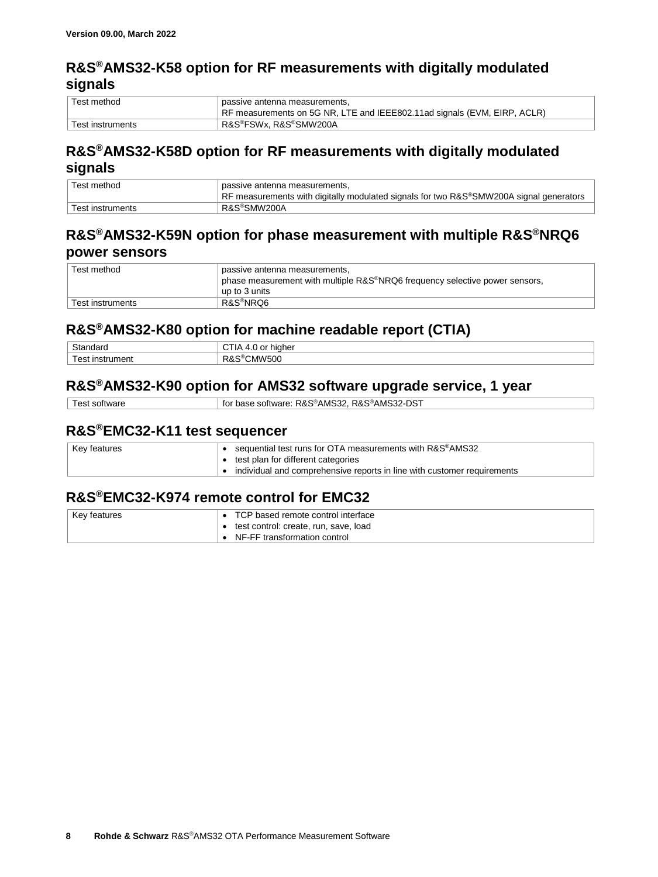## R&S®AMS32-K58 option for RF measurements with digitally modulated signals

| Test method | passive antenna measurements,<br>RF measurements on 5G NR, LTE and IEEE802.11ad signals (EVM, EIRP, ACLR) |
|---|---|
| Test instruments | R&S®FSWx, R&S®SMW200A |

## R&S®AMS32-K58D option for RF measurements with digitally modulated signals

| Test method | passive antenna measurements,<br>RF measurements with digitally modulated signals for two R&S®SMW200A signal generators |
|---|---|
| Test instruments | R&S®SMW200A |

## R&S®AMS32-K59N option for phase measurement with multiple R&S®NRQ6 power sensors

| Test method | passive antenna measurements,<br>phase measurement with multiple R&S®NRQ6 frequency selective power sensors, up to 3 units |
|---|---|
| Test instruments | R&S®NRQ6 |

## R&S®AMS32-K80 option for machine readable report (CTIA)

| Standard | CTIA 4.0 or higher |
|---|---|
| Test instrument | R&S®CMW500 |

## R&S®AMS32-K90 option for AMS32 software upgrade service, 1 year

| Test software | for base software: R&S®AMS32, R&S®AMS32-DST |
|---|---|

## R&S®EMC32-K11 test sequencer

| Key features | • sequential test runs for OTA measurements with R&S®AMS32<br>• test plan for different categories<br>• individual and comprehensive reports in line with customer requirements |
|---|---|

## R&S®EMC32-K974 remote control for EMC32

| Key features | • TCP based remote control interface<br>• test control: create, run, save, load<br>• NF-FF transformation control |
|---|---|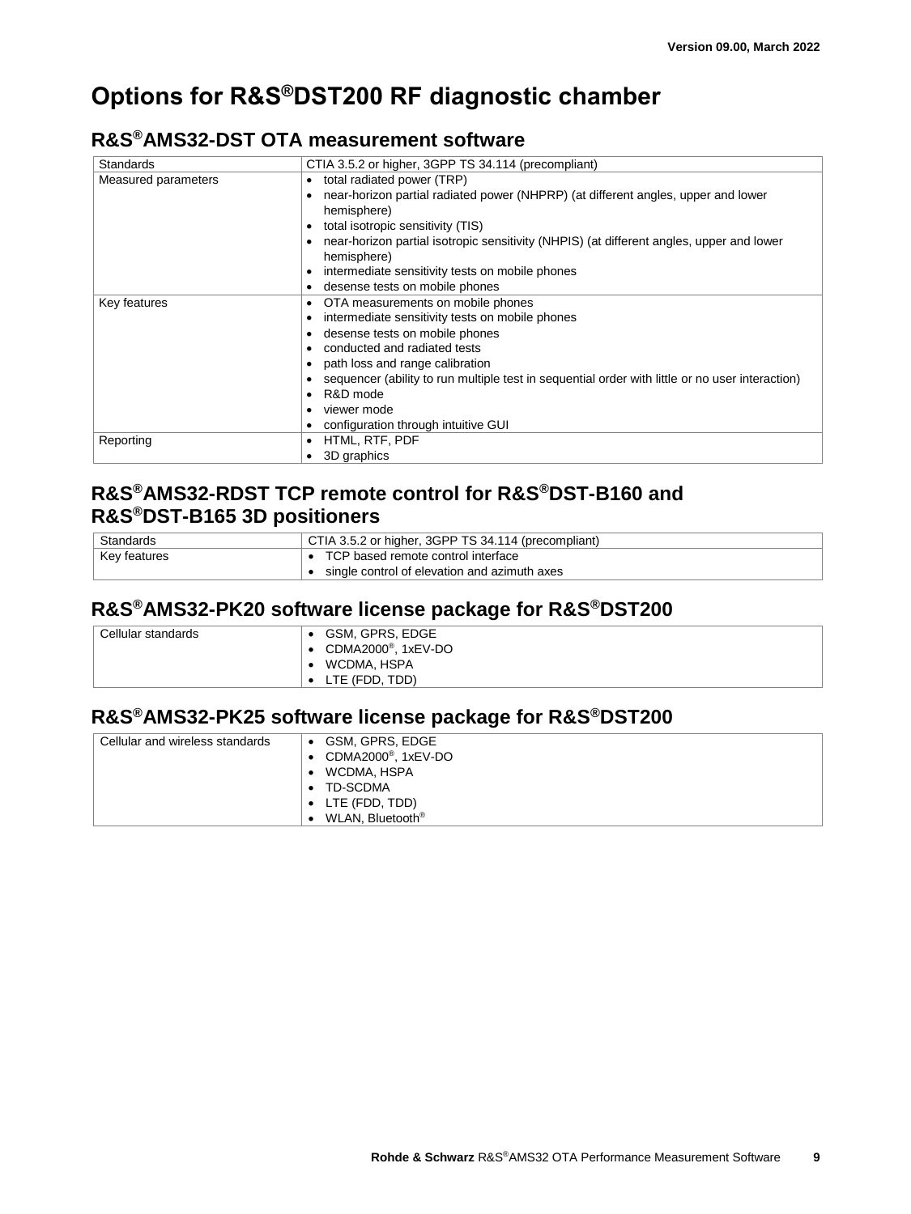# Options for R&S®DST200 RF diagnostic chamber

## R&S®AMS32-DST OTA measurement software

| Standards | CTIA 3.5.2 or higher, 3GPP TS 34.114 (precompliant) |
| --- | --- |
| Measured parameters | • total radiated power (TRP)<br>• near-horizon partial radiated power (NHPRP) (at different angles, upper and lower hemisphere)<br>• total isotropic sensitivity (TIS)<br>• near-horizon partial isotropic sensitivity (NHPIS) (at different angles, upper and lower hemisphere)<br>• intermediate sensitivity tests on mobile phones<br>• desense tests on mobile phones |
| Key features | • OTA measurements on mobile phones<br>• intermediate sensitivity tests on mobile phones<br>• desense tests on mobile phones<br>• conducted and radiated tests<br>• path loss and range calibration<br>• sequencer (ability to run multiple test in sequential order with little or no user interaction)<br>• R&D mode<br>• viewer mode<br>• configuration through intuitive GUI |
| Reporting | • HTML, RTF, PDF<br>• 3D graphics |

## R&S®AMS32-RDST TCP remote control for R&S®DST-B160 and R&S®DST-B165 3D positioners

| Standards | CTIA 3.5.2 or higher, 3GPP TS 34.114 (precompliant) |
| --- | --- |
| Key features | • TCP based remote control interface<br>• single control of elevation and azimuth axes |

## R&S®AMS32-PK20 software license package for R&S®DST200

| Cellular standards | • GSM, GPRS, EDGE<br>• CDMA2000®, 1xEV-DO<br>• WCDMA, HSPA<br>• LTE (FDD, TDD) |
| --- | --- |

## R&S®AMS32-PK25 software license package for R&S®DST200

| Cellular and wireless standards | • GSM, GPRS, EDGE<br>• CDMA2000®, 1xEV-DO<br>• WCDMA, HSPA<br>• TD-SCDMA<br>• LTE (FDD, TDD)<br>• WLAN, Bluetooth® |
| --- | --- |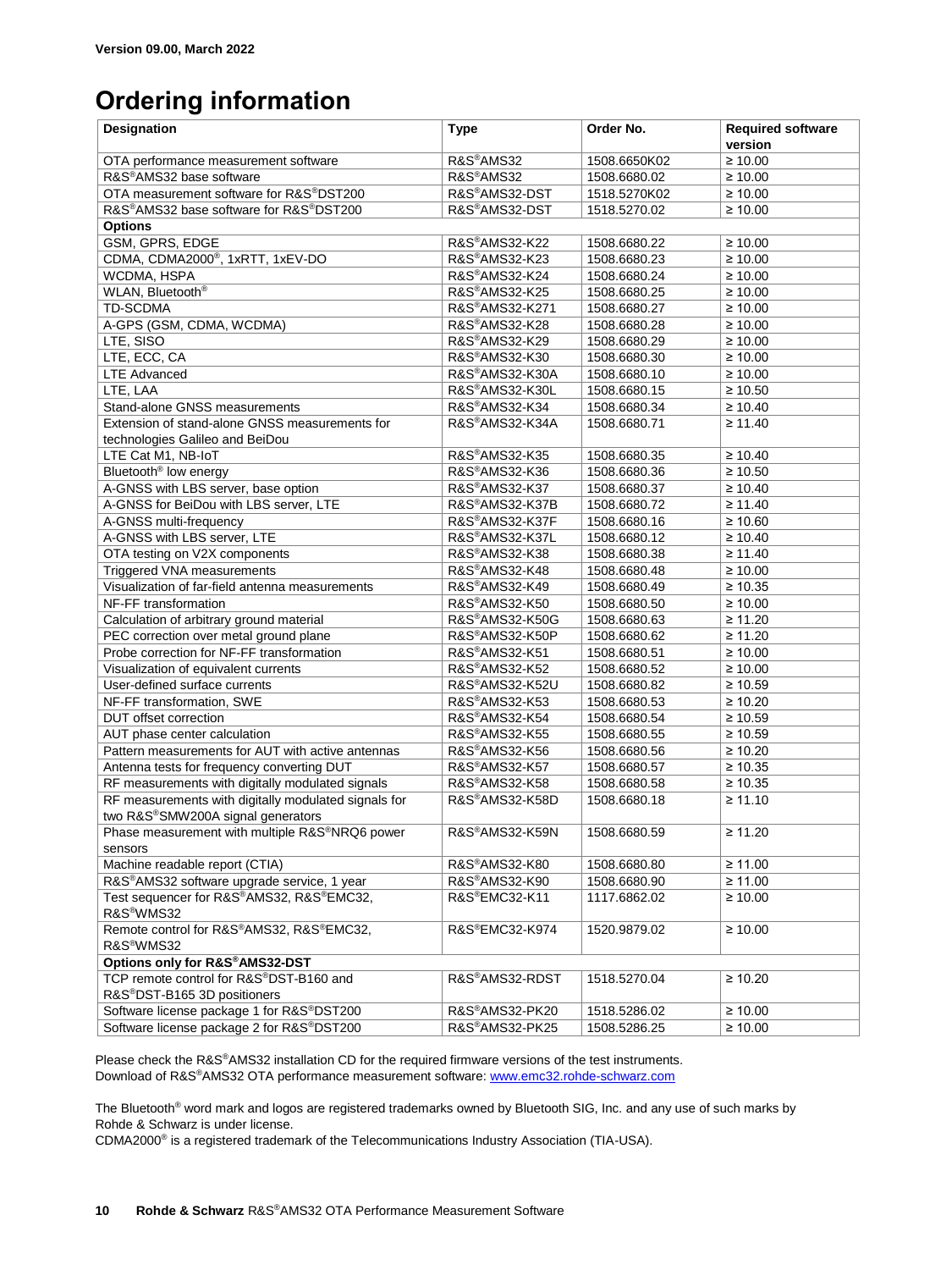Version 09.00, March 2022

# Ordering information

| Designation | Type | Order No. | Required software version |
|---|---|---|---|
| OTA performance measurement software | R&S®AMS32 | 1508.6650K02 | ≥ 10.00 |
| R&S®AMS32 base software | R&S®AMS32 | 1508.6680.02 | ≥ 10.00 |
| OTA measurement software for R&S®DST200 | R&S®AMS32-DST | 1518.5270K02 | ≥ 10.00 |
| R&S®AMS32 base software for R&S®DST200 | R&S®AMS32-DST | 1518.5270.02 | ≥ 10.00 |
| **Options** | | | |
| GSM, GPRS, EDGE | R&S®AMS32-K22 | 1508.6680.22 | ≥ 10.00 |
| CDMA, CDMA2000®, 1xRTT, 1xEV-DO | R&S®AMS32-K23 | 1508.6680.23 | ≥ 10.00 |
| WCDMA, HSPA | R&S®AMS32-K24 | 1508.6680.24 | ≥ 10.00 |
| WLAN, Bluetooth® | R&S®AMS32-K25 | 1508.6680.25 | ≥ 10.00 |
| TD-SCDMA | R&S®AMS32-K271 | 1508.6680.27 | ≥ 10.00 |
| A-GPS (GSM, CDMA, WCDMA) | R&S®AMS32-K28 | 1508.6680.28 | ≥ 10.00 |
| LTE, SISO | R&S®AMS32-K29 | 1508.6680.29 | ≥ 10.00 |
| LTE, ECC, CA | R&S®AMS32-K30 | 1508.6680.30 | ≥ 10.00 |
| LTE Advanced | R&S®AMS32-K30A | 1508.6680.10 | ≥ 10.00 |
| LTE, LAA | R&S®AMS32-K30L | 1508.6680.15 | ≥ 10.50 |
| Stand-alone GNSS measurements | R&S®AMS32-K34 | 1508.6680.34 | ≥ 10.40 |
| Extension of stand-alone GNSS measurements for technologies Galileo and BeiDou | R&S®AMS32-K34A | 1508.6680.71 | ≥ 11.40 |
| LTE Cat M1, NB-IoT | R&S®AMS32-K35 | 1508.6680.35 | ≥ 10.40 |
| Bluetooth® low energy | R&S®AMS32-K36 | 1508.6680.36 | ≥ 10.50 |
| A-GNSS with LBS server, base option | R&S®AMS32-K37 | 1508.6680.37 | ≥ 10.40 |
| A-GNSS for BeiDou with LBS server, LTE | R&S®AMS32-K37B | 1508.6680.72 | ≥ 11.40 |
| A-GNSS multi-frequency | R&S®AMS32-K37F | 1508.6680.16 | ≥ 10.60 |
| A-GNSS with LBS server, LTE | R&S®AMS32-K37L | 1508.6680.12 | ≥ 10.40 |
| OTA testing on V2X components | R&S®AMS32-K38 | 1508.6680.38 | ≥ 11.40 |
| Triggered VNA measurements | R&S®AMS32-K48 | 1508.6680.48 | ≥ 10.00 |
| Visualization of far-field antenna measurements | R&S®AMS32-K49 | 1508.6680.49 | ≥ 10.35 |
| NF-FF transformation | R&S®AMS32-K50 | 1508.6680.50 | ≥ 10.00 |
| Calculation of arbitrary ground material | R&S®AMS32-K50G | 1508.6680.63 | ≥ 11.20 |
| PEC correction over metal ground plane | R&S®AMS32-K50P | 1508.6680.62 | ≥ 11.20 |
| Probe correction for NF-FF transformation | R&S®AMS32-K51 | 1508.6680.51 | ≥ 10.00 |
| Visualization of equivalent currents | R&S®AMS32-K52 | 1508.6680.52 | ≥ 10.00 |
| User-defined surface currents | R&S®AMS32-K52U | 1508.6680.82 | ≥ 10.59 |
| NF-FF transformation, SWE | R&S®AMS32-K53 | 1508.6680.53 | ≥ 10.20 |
| DUT offset correction | R&S®AMS32-K54 | 1508.6680.54 | ≥ 10.59 |
| AUT phase center calculation | R&S®AMS32-K55 | 1508.6680.55 | ≥ 10.59 |
| Pattern measurements for AUT with active antennas | R&S®AMS32-K56 | 1508.6680.56 | ≥ 10.20 |
| Antenna tests for frequency converting DUT | R&S®AMS32-K57 | 1508.6680.57 | ≥ 10.35 |
| RF measurements with digitally modulated signals | R&S®AMS32-K58 | 1508.6680.58 | ≥ 10.35 |
| RF measurements with digitally modulated signals for two R&S®SMW200A signal generators | R&S®AMS32-K58D | 1508.6680.18 | ≥ 11.10 |
| Phase measurement with multiple R&S®NRQ6 power sensors | R&S®AMS32-K59N | 1508.6680.59 | ≥ 11.20 |
| Machine readable report (CTIA) | R&S®AMS32-K80 | 1508.6680.80 | ≥ 11.00 |
| R&S®AMS32 software upgrade service, 1 year | R&S®AMS32-K90 | 1508.6680.90 | ≥ 11.00 |
| Test sequencer for R&S®AMS32, R&S®EMC32, R&S®WMS32 | R&S®EMC32-K11 | 1117.6862.02 | ≥ 10.00 |
| Remote control for R&S®AMS32, R&S®EMC32, R&S®WMS32 | R&S®EMC32-K974 | 1520.9879.02 | ≥ 10.00 |
| **Options only for R&S®AMS32-DST** | | | |
| TCP remote control for R&S®DST-B160 and R&S®DST-B165 3D positioners | R&S®AMS32-RDST | 1518.5270.04 | ≥ 10.20 |
| Software license package 1 for R&S®DST200 | R&S®AMS32-PK20 | 1518.5286.02 | ≥ 10.00 |
| Software license package 2 for R&S®DST200 | R&S®AMS32-PK25 | 1508.5286.25 | ≥ 10.00 |

Please check the R&S®AMS32 installation CD for the required firmware versions of the test instruments.
Download of R&S®AMS32 OTA performance measurement software: www.emc32.rohde-schwarz.com

The Bluetooth® word mark and logos are registered trademarks owned by Bluetooth SIG, Inc. and any use of such marks by Rohde & Schwarz is under license.
CDMA2000® is a registered trademark of the Telecommunications Industry Association (TIA-USA).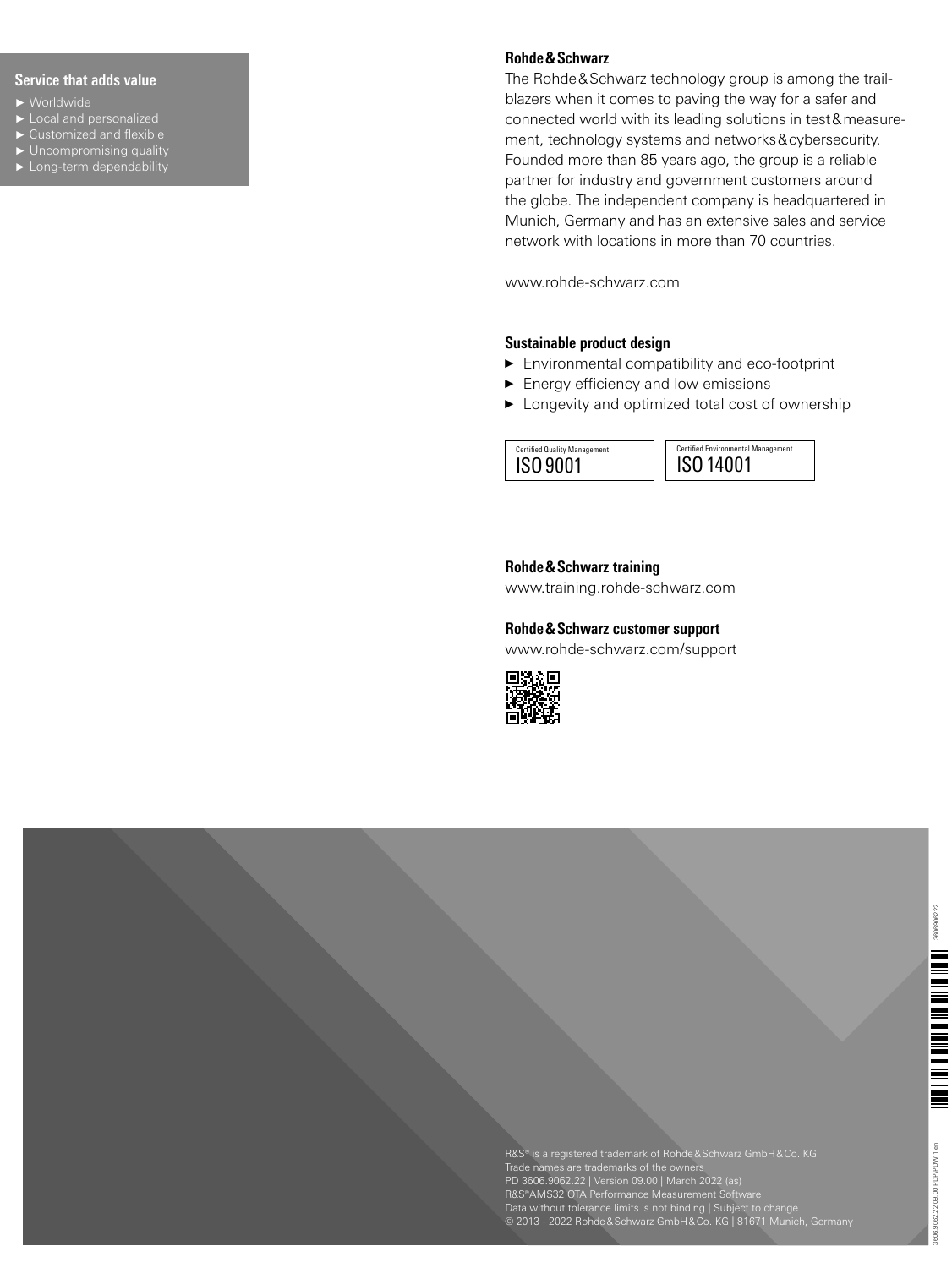### Service that adds value

- ▶ Worldwide
- ▶ Local and personalized
- ▶ Customized and flexible
- ▶ Uncompromising quality
- ▶ Long-term dependability

### Rohde & Schwarz

The Rohde & Schwarz technology group is among the trailblazers when it comes to paving the way for a safer and connected world with its leading solutions in test & measurement, technology systems and networks & cybersecurity. Founded more than 85 years ago, the group is a reliable partner for industry and government customers around the globe. The independent company is headquartered in Munich, Germany and has an extensive sales and service network with locations in more than 70 countries.

www.rohde-schwarz.com

### Sustainable product design

- ▶ Environmental compatibility and eco-footprint
- ▶ Energy efficiency and low emissions
- ▶ Longevity and optimized total cost of ownership

Certified Quality Management
ISO 9001

Certified Environmental Management
ISO 14001

### Rohde & Schwarz training

www.training.rohde-schwarz.com

### Rohde & Schwarz customer support

www.rohde-schwarz.com/support

R&S® is a registered trademark of Rohde & Schwarz GmbH & Co. KG
Trade names are trademarks of the owners
PD 3606.9062.22 | Version 09.00 | March 2022 (as)
R&S®AMS32 OTA Performance Measurement Software
Data without tolerance limits is not binding | Subject to change
© 2013 - 2022 Rohde & Schwarz GmbH & Co. KG | 81671 Munich, Germany

3606906222

3606.9062.22 09.00 PDP/PDW 1 en